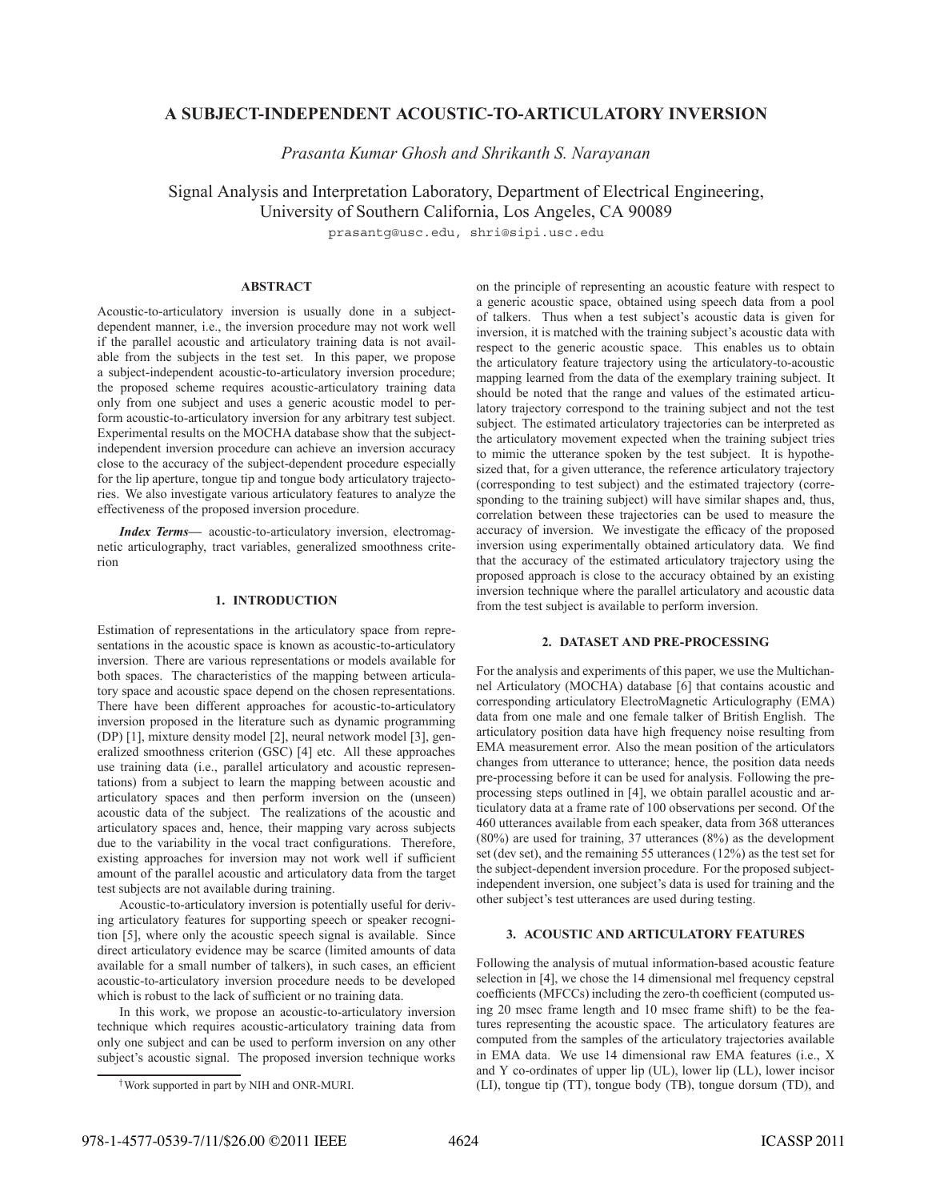# A SUBJECT-INDEPENDENT ACOUSTIC-TO-ARTICULATORY INVERSION

*Prasanta Kumar Ghosh and Shrikanth S. Narayanan*

Signal Analysis and Interpretation Laboratory, Department of Electrical Engineering,
University of Southern California, Los Angeles, CA 90089

prasantg@usc.edu, shri@sipi.usc.edu

## ABSTRACT

Acoustic-to-articulatory inversion is usually done in a subject-dependent manner, i.e., the inversion procedure may not work well if the parallel acoustic and articulatory training data is not available from the subjects in the test set. In this paper, we propose a subject-independent acoustic-to-articulatory inversion procedure; the proposed scheme requires acoustic-articulatory training data only from one subject and uses a generic acoustic model to perform acoustic-to-articulatory inversion for any arbitrary test subject. Experimental results on the MOCHA database show that the subject-independent inversion procedure can achieve an inversion accuracy close to the accuracy of the subject-dependent procedure especially for the lip aperture, tongue tip and tongue body articulatory trajectories. We also investigate various articulatory features to analyze the effectiveness of the proposed inversion procedure.

***Index Terms***— acoustic-to-articulatory inversion, electromagnetic articulography, tract variables, generalized smoothness criterion

## 1. INTRODUCTION

Estimation of representations in the articulatory space from representations in the acoustic space is known as acoustic-to-articulatory inversion. There are various representations or models available for both spaces. The characteristics of the mapping between articulatory space and acoustic space depend on the chosen representations. There have been different approaches for acoustic-to-articulatory inversion proposed in the literature such as dynamic programming (DP) [1], mixture density model [2], neural network model [3], generalized smoothness criterion (GSC) [4] etc. All these approaches use training data (i.e., parallel articulatory and acoustic representations) from a subject to learn the mapping between acoustic and articulatory spaces and then perform inversion on the (unseen) acoustic data of the subject. The realizations of the acoustic and articulatory spaces and, hence, their mapping vary across subjects due to the variability in the vocal tract configurations. Therefore, existing approaches for inversion may not work well if sufficient amount of the parallel acoustic and articulatory data from the target test subjects are not available during training.

Acoustic-to-articulatory inversion is potentially useful for deriving articulatory features for supporting speech or speaker recognition [5], where only the acoustic speech signal is available. Since direct articulatory evidence may be scarce (limited amounts of data available for a small number of talkers), in such cases, an efficient acoustic-to-articulatory inversion procedure needs to be developed which is robust to the lack of sufficient or no training data.

In this work, we propose an acoustic-to-articulatory inversion technique which requires acoustic-articulatory training data from only one subject and can be used to perform inversion on any other subject's acoustic signal. The proposed inversion technique works on the principle of representing an acoustic feature with respect to a generic acoustic space, obtained using speech data from a pool of talkers. Thus when a test subject's acoustic data is given for inversion, it is matched with the training subject's acoustic data with respect to the generic acoustic space. This enables us to obtain the articulatory feature trajectory using the articulatory-to-acoustic mapping learned from the data of the exemplary training subject. It should be noted that the range and values of the estimated articulatory trajectory correspond to the training subject and not the test subject. The estimated articulatory trajectories can be interpreted as the articulatory movement expected when the training subject tries to mimic the utterance spoken by the test subject. It is hypothesized that, for a given utterance, the reference articulatory trajectory (corresponding to test subject) and the estimated trajectory (corresponding to the training subject) will have similar shapes and, thus, correlation between these trajectories can be used to measure the accuracy of inversion. We investigate the efficacy of the proposed inversion using experimentally obtained articulatory data. We find that the accuracy of the estimated articulatory trajectory using the proposed approach is close to the accuracy obtained by an existing inversion technique where the parallel articulatory and acoustic data from the test subject is available to perform inversion.

†Work supported in part by NIH and ONR-MURI.

## 2. DATASET AND PRE-PROCESSING

For the analysis and experiments of this paper, we use the Multichannel Articulatory (MOCHA) database [6] that contains acoustic and corresponding articulatory ElectroMagnetic Articulography (EMA) data from one male and one female talker of British English. The articulatory position data have high frequency noise resulting from EMA measurement error. Also the mean position of the articulators changes from utterance to utterance; hence, the position data needs pre-processing before it can be used for analysis. Following the pre-processing steps outlined in [4], we obtain parallel acoustic and articulatory data at a frame rate of 100 observations per second. Of the 460 utterances available from each speaker, data from 368 utterances (80%) are used for training, 37 utterances (8%) as the development set (dev set), and the remaining 55 utterances (12%) as the test set for the subject-dependent inversion procedure. For the proposed subject-independent inversion, one subject's data is used for training and the other subject's test utterances are used during testing.

## 3. ACOUSTIC AND ARTICULATORY FEATURES

Following the analysis of mutual information-based acoustic feature selection in [4], we chose the 14 dimensional mel frequency cepstral coefficients (MFCCs) including the zero-th coefficient (computed using 20 msec frame length and 10 msec frame shift) to be the features representing the acoustic space. The articulatory features are computed from the samples of the articulatory trajectories available in EMA data. We use 14 dimensional raw EMA features (i.e., X and Y co-ordinates of upper lip (UL), lower lip (LL), lower incisor (LI), tongue tip (TT), tongue body (TB), tongue dorsum (TD), and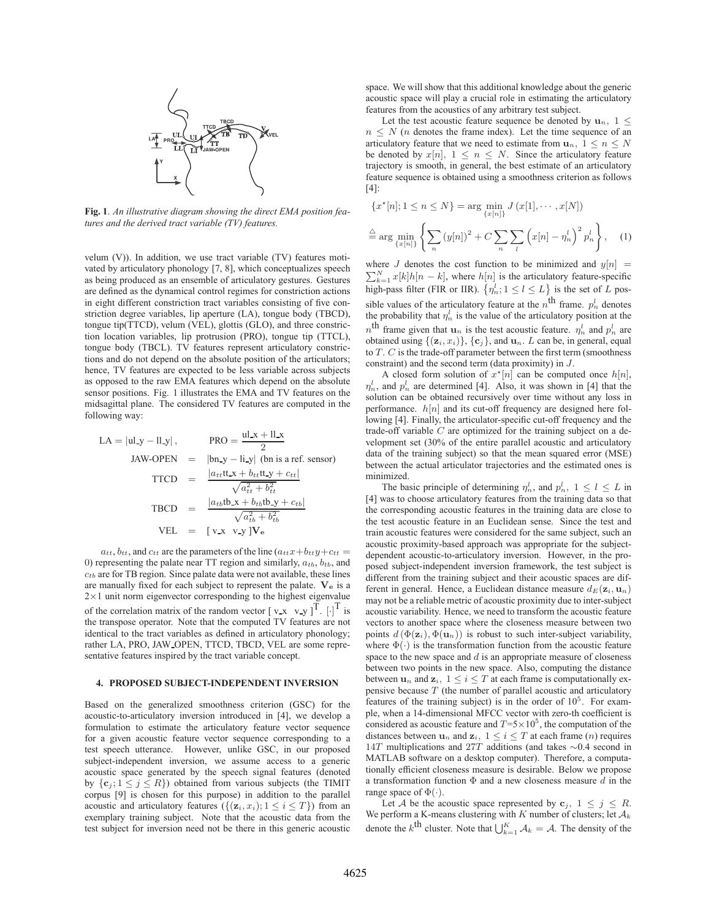**Fig. 1**. *An illustrative diagram showing the direct EMA position features and the derived tract variable (TV) features.*

velum (V)). In addition, we use tract variable (TV) features motivated by articulatory phonology [7, 8], which conceptualizes speech as being produced as an ensemble of articulatory gestures. Gestures are defined as the dynamical control regimes for constriction actions in eight different constriction tract variables consisting of five constriction degree variables, lip aperture (LA), tongue body (TBCD), tongue tip(TTCD), velum (VEL), glottis (GLO), and three constriction location variables, lip protrusion (PRO), tongue tip (TTCL), tongue body (TBCL). TV features represent articulatory constrictions and do not depend on the absolute position of the articulators; hence, TV features are expected to be less variable across subjects as opposed to the raw EMA features which depend on the absolute sensor positions. Fig. 1 illustrates the EMA and TV features on the midsagittal plane. The considered TV features are computed in the following way:

$$\text{LA} = |\text{ul\_y} - \text{ll\_y}|, \qquad \text{PRO} = \frac{\text{ul\_x} + \text{ll\_x}}{2}$$

$$\text{JAW-OPEN} = |\text{bn\_y} - \text{li\_y}| \text{ (bn is a ref. sensor)}$$

$$\text{TTCD} = \frac{|a_{tt}\text{tt\_x} + b_{tt}\text{tt\_y} + c_{tt}|}{\sqrt{a_{tt}^2 + b_{tt}^2}}$$

$$\text{TBCD} = \frac{|a_{tb}\text{tb\_x} + b_{tb}\text{tb\_y} + c_{tb}|}{\sqrt{a_{tb}^2 + b_{tb}^2}}$$

$$\text{VEL} = [\text{ v\_x} \quad \text{v\_y }]\mathbf{V_e}$$

$a_{tt}$, $b_{tt}$, and $c_{tt}$ are the parameters of the line ($a_{tt}x + b_{tt}y + c_{tt} = 0$) representing the palate near TT region and similarly, $a_{tb}$, $b_{tb}$, and $c_{tb}$ are for TB region. Since palate data were not available, these lines are manually fixed for each subject to represent the palate. $\mathbf{V_e}$ is a $2\times1$ unit norm eigenvector corresponding to the highest eigenvalue of the correlation matrix of the random vector $[\text{ v\_x} \quad \text{v\_y }]^{\text{T}}$. $[\cdot]^{\text{T}}$ is the transpose operator. Note that the computed TV features are not identical to the tract variables as defined in articulatory phonology; rather LA, PRO, JAW_OPEN, TTCD, TBCD, VEL are some representative features inspired by the tract variable concept.

## 4. PROPOSED SUBJECT-INDEPENDENT INVERSION

Based on the generalized smoothness criterion (GSC) for the acoustic-to-articulatory inversion introduced in [4], we develop a formulation to estimate the articulatory feature vector sequence for a given acoustic feature vector sequence corresponding to a test speech utterance. However, unlike GSC, in our proposed subject-independent inversion, we assume access to a generic acoustic space generated by the speech signal features (denoted by $\{\mathbf{c}_j; 1 \leq j \leq R\}$) obtained from various subjects (the TIMIT corpus [9] is chosen for this purpose) in addition to the parallel acoustic and articulatory features ($\{(\mathbf{z}_i, x_i); 1 \leq i \leq T\}$) from an exemplary training subject. Note that the acoustic data from the test subject for inversion need not be there in this generic acoustic space. We will show that this additional knowledge about the generic acoustic space will play a crucial role in estimating the articulatory features from the acoustics of any arbitrary test subject.

Let the test acoustic feature sequence be denoted by $\mathbf{u}_n$, $1 \leq n \leq N$ ($n$ denotes the frame index). Let the time sequence of an articulatory feature that we need to estimate from $\mathbf{u}_n$, $1 \leq n \leq N$ be denoted by $x[n]$, $1 \leq n \leq N$. Since the articulatory feature trajectory is smooth, in general, the best estimate of an articulatory feature sequence is obtained using a smoothness criterion as follows [4]:

$$\{x^\star[n]; 1 \leq n \leq N\} = \arg \min_{\{x[n]\}} J\left(x[1], \cdots, x[N]\right)$$

$$\stackrel{\triangle}{=} \arg \min_{\{x[n]\}} \left\{ \sum_n \left(y[n]\right)^2 + C \sum_n \sum_l \left(x[n] - \eta_n^l\right)^2 p_n^l \right\}, \quad (1)$$

where $J$ denotes the cost function to be minimized and $y[n] = \sum_{k=1}^{N} x[k]h[n-k]$, where $h[n]$ is the articulatory feature-specific high-pass filter (FIR or IIR). $\{\eta_n^l; 1 \leq l \leq L\}$ is the set of $L$ possible values of the articulatory feature at the $n^{\text{th}}$ frame. $p_n^l$ denotes the probability that $\eta_n^l$ is the value of the articulatory position at the $n^{\text{th}}$ frame given that $\mathbf{u}_n$ is the test acoustic feature. $\eta_n^l$ and $p_n^l$ are obtained using $\{(\mathbf{z}_i, x_i)\}$, $\{\mathbf{c}_j\}$, and $\mathbf{u}_n$. $L$ can be, in general, equal to $T$. $C$ is the trade-off parameter between the first term (smoothness constraint) and the second term (data proximity) in $J$.

A closed form solution of $x^\star[n]$ can be computed once $h[n]$, $\eta_n^l$, and $p_n^l$ are determined [4]. Also, it was shown in [4] that the solution can be obtained recursively over time without any loss in performance. $h[n]$ and its cut-off frequency are designed here following [4]. Finally, the articulator-specific cut-off frequency and the trade-off variable $C$ are optimized for the training subject on a development set (30% of the entire parallel acoustic and articulatory data of the training subject) so that the mean squared error (MSE) between the actual articulator trajectories and the estimated ones is minimized.

The basic principle of determining $\eta_n^l$, and $p_n^l$, $1 \leq l \leq L$ in [4] was to choose articulatory features from the training data so that the corresponding acoustic features in the training data are close to the test acoustic feature in an Euclidean sense. Since the test and train acoustic features were considered for the same subject, such an acoustic proximity-based approach was appropriate for the subject-dependent acoustic-to-articulatory inversion. However, in the proposed subject-independent inversion framework, the test subject is different from the training subject and their acoustic spaces are different in general. Hence, a Euclidean distance measure $d_E(\mathbf{z}_i, \mathbf{u}_n)$ may not be a reliable metric of acoustic proximity due to inter-subject acoustic variability. Hence, we need to transform the acoustic feature vectors to another space where the closeness measure between two points $d\left(\Phi(\mathbf{z}_i), \Phi(\mathbf{u}_n)\right)$ is robust to such inter-subject variability, where $\Phi(\cdot)$ is the transformation function from the acoustic feature space to the new space and $d$ is an appropriate measure of closeness between two points in the new space. Also, computing the distance between $\mathbf{u}_n$ and $\mathbf{z}_i$, $1 \leq i \leq T$ at each frame is computationally expensive because $T$ (the number of parallel acoustic and articulatory features of the training subject) is in the order of $10^5$. For example, when a 14-dimensional MFCC vector with zero-th coefficient is considered as acoustic feature and $T$=$5\times10^5$, the computation of the distances between $\mathbf{u}_n$ and $\mathbf{z}_i$, $1 \leq i \leq T$ at each frame ($n$) requires $14T$ multiplications and $27T$ additions (and takes $\sim$0.4 second in MATLAB software on a desktop computer). Therefore, a computationally efficient closeness measure is desirable. Below we propose a transformation function $\Phi$ and a new closeness measure $d$ in the range space of $\Phi(\cdot)$.

Let $\mathcal{A}$ be the acoustic space represented by $\mathbf{c}_j$, $1 \leq j \leq R$. We perform a K-means clustering with $K$ number of clusters; let $\mathcal{A}_k$ denote the $k^{\text{th}}$ cluster. Note that $\bigcup_{k=1}^{K} \mathcal{A}_k = \mathcal{A}$. The density of the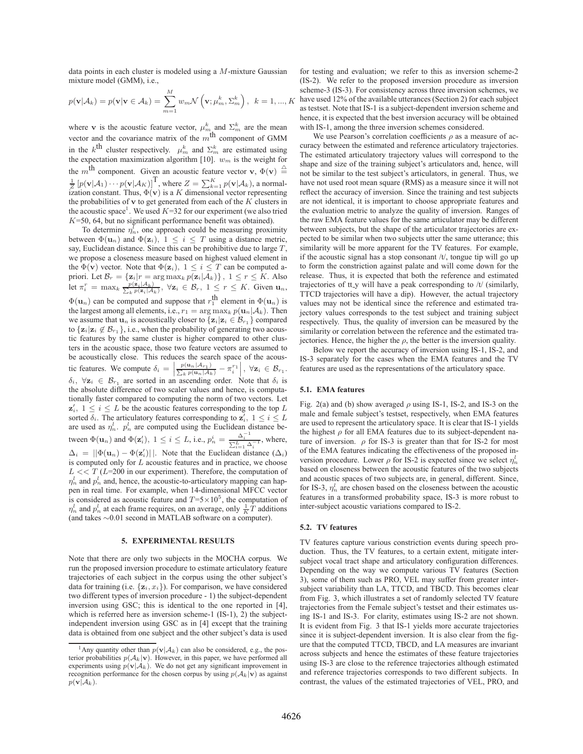data points in each cluster is modeled using a $M$-mixture Gaussian mixture model (GMM), i.e.,

$$p(\mathbf{v}|\mathcal{A}_k) = p(\mathbf{v}|\mathbf{v} \in \mathcal{A}_k) = \sum_{m=1}^{M} w_m \mathcal{N}\left(\mathbf{v}; \mu_m^k, \Sigma_m^k\right), \ \ k = 1, ..., K$$

where $\mathbf{v}$ is the acoustic feature vector, $\mu_m^k$ and $\Sigma_m^k$ are the mean vector and the covariance matrix of the $m^{\text{th}}$ component of GMM in the $k^{\text{th}}$ cluster respectively. $\mu_m^k$ and $\Sigma_m^k$ are estimated using the expectation maximization algorithm [10]. $w_m$ is the weight for the $m^{\text{th}}$ component. Given an acoustic feature vector $\mathbf{v}$, $\Phi(\mathbf{v}) \triangleq \frac{1}{Z}\left[p(\mathbf{v}|\mathcal{A}_1) \cdots p(\mathbf{v}|\mathcal{A}_K)\right]^{\text{T}}$, where $Z = \sum_{k=1}^{K} p(\mathbf{v}|\mathcal{A}_k)$, a normalization constant. Thus, $\Phi(\mathbf{v})$ is a $K$ dimensional vector representing the probabilities of $\mathbf{v}$ to get generated from each of the $K$ clusters in the acoustic space[1]. We used $K$=32 for our experiment (we also tried $K$=50, 64, but no significant performance benefit was obtained).

To determine $\eta_n^l$, one approach could be measuring proximity between $\Phi(\mathbf{u}_n)$ and $\Phi(\mathbf{z}_i)$, $1 \leq i \leq T$ using a distance metric, say, Euclidean distance. Since this can be prohibitive due to large $T$, we propose a closeness measure based on highest valued element in the $\Phi(\mathbf{v})$ vector. Note that $\Phi(\mathbf{z}_i)$, $1 \leq i \leq T$ can be computed a-priori. Let $\mathcal{B}_r = \{\mathbf{z}_i | r = \arg\max_k p(\mathbf{z}_i|\mathcal{A}_k)\}$, $1 \leq r \leq K$. Also let $\pi_i^r = \max_k \frac{p(\mathbf{z}_i|\mathcal{A}_k)}{\sum_k p(\mathbf{z}_i|\mathcal{A}_k)}$, $\forall \mathbf{z}_i \in \mathcal{B}_r$, $1 \leq r \leq K$. Given $\mathbf{u}_n$, $\Phi(\mathbf{u}_n)$ can be computed and suppose that $r_1^{\text{th}}$ element in $\Phi(\mathbf{u}_n)$ is the largest among all elements, i.e., $r_1 = \arg\max_k p(\mathbf{u}_n|\mathcal{A}_k)$. Then we assume that $\mathbf{u}_n$ is acoustically closer to $\{\mathbf{z}_i | \mathbf{z}_i \in \mathcal{B}_{r_1}\}$ compared to $\{\mathbf{z}_i | \mathbf{z}_i \notin \mathcal{B}_{r_1}\}$, i.e., when the probability of generating two acoustic features by the same cluster is higher compared to other clusters in the acoustic space, those two feature vectors are assumed to be acoustically close. This reduces the search space of the acoustic features. We compute $\delta_i = \left|\frac{p(\mathbf{u}_n|\mathcal{A}_{r_1})}{\sum_k p(\mathbf{u}_n|\mathcal{A}_k)} - \pi_i^{r_1}\right|$, $\forall \mathbf{z}_i \in \mathcal{B}_{r_1}$. $\delta_i$, $\forall \mathbf{z}_i \in \mathcal{B}_{r_1}$ are sorted in an ascending order. Note that $\delta_i$ is the absolute difference of two scaler values and hence, is computationally faster compared to computing the norm of two vectors. Let $\mathbf{z}_i'$, $1 \leq i \leq L$ be the acoustic features corresponding to the top $L$ sorted $\delta_i$. The articulatory features corresponding to $\mathbf{z}_i'$, $1 \leq i \leq L$ are used as $\eta_n^l$. $p_n^l$ are computed using the Euclidean distance between $\Phi(\mathbf{u}_n)$ and $\Phi(\mathbf{z}_i')$, $1 \leq i \leq L$, i.e., $p_n^i = \frac{\Delta_i^{-1}}{\sum_{i=1}^{L}\Delta_i^{-1}}$, where, $\Delta_i = ||\Phi(\mathbf{u}_n) - \Phi(\mathbf{z}_i')||$. Note that the Euclidean distance ($\Delta_i$) is computed only for $L$ acoustic features and in practice, we choose $L << T$ ($L$=200 in our experiment). Therefore, the computation of $\eta_n^l$ and $p_n^l$ and, hence, the acoustic-to-articulatory mapping can happen in real time. For example, when 14-dimensional MFCC vector is considered as acoustic feature and $T$=5$\times 10^5$, the computation of $\eta_n^l$ and $p_n^l$ at each frame requires, on an average, only $\frac{1}{K}T$ additions (and takes ~0.01 second in MATLAB software on a computer).

## 5. EXPERIMENTAL RESULTS

Note that there are only two subjects in the MOCHA corpus. We run the proposed inversion procedure to estimate articulatory feature trajectories of each subject in the corpus using the other subject's data for training (i.e. $\{\mathbf{z}_i, x_i\}$). For comparison, we have considered two different types of inversion procedure - 1) the subject-dependent inversion using GSC; this is identical to the one reported in [4], which is referred here as inversion scheme-1 (IS-1), 2) the subject-independent inversion using GSC as in [4] except that the training data is obtained from one subject and the other subject's data is used for testing and evaluation; we refer to this as inversion scheme-2 (IS-2). We refer to the proposed inversion procedure as inversion scheme-3 (IS-3). For consistency across three inversion schemes, we have used 12% of the available utterances (Section 2) for each subject as testset. Note that IS-1 is a subject-dependent inversion scheme and hence, it is expected that the best inversion accuracy will be obtained with IS-1, among the three inversion schemes considered.

We use Pearson's correlation coefficients $\rho$ as a measure of accuracy between the estimated and reference articulatory trajectories. The estimated articulatory trajectory values will correspond to the shape and size of the training subject's articulators and, hence, will not be similar to the test subject's articulators, in general. Thus, we have not used root mean square (RMS) as a measure since it will not reflect the accuracy of inversion. Since the training and test subjects are not identical, it is important to choose appropriate features and the evaluation metric to analyze the quality of inversion. Ranges of the raw EMA feature values for the same articulator may be different between subjects, but the shape of the articulator trajectories are expected to be similar when two subjects utter the same utterance; this similarity will be more apparent for the TV features. For example, if the acoustic signal has a stop consonant /t/, tongue tip will go up to form the constriction against palate and will come down for the release. Thus, it is expected that both the reference and estimated trajectories of tt_y will have a peak corresponding to /t/ (similarly, TTCD trajectories will have a dip). However, the actual trajectory values may not be identical since the reference and estimated trajectory values corresponds to the test subject and training subject respectively. Thus, the quality of inversion can be measured by the similarity or correlation between the reference and the estimated trajectories. Hence, the higher the $\rho$, the better is the inversion quality.

Below we report the accuracy of inversion using IS-1, IS-2, and IS-3 separately for the cases when the EMA features and the TV features are used as the representations of the articulatory space.

### 5.1. EMA features

Fig. 2(a) and (b) show averaged $\rho$ using IS-1, IS-2, and IS-3 on the male and female subject's testset, respectively, when EMA features are used to represent the articulatory space. It is clear that IS-1 yields the highest $\rho$ for all EMA features due to its subject-dependent nature of inversion. $\rho$ for IS-3 is greater than that for IS-2 for most of the EMA features indicating the effectiveness of the proposed inversion procedure. Lower $\rho$ for IS-2 is expected since we select $\eta_n^l$ based on closeness between the acoustic features of the two subjects and acoustic spaces of two subjects are, in general, different. Since, for IS-3, $\eta_n^l$ are chosen based on the closeness between the acoustic features in a transformed probability space, IS-3 is more robust to inter-subject acoustic variations compared to IS-2.

### 5.2. TV features

TV features capture various constriction events during speech production. Thus, the TV features, to a certain extent, mitigate inter-subject vocal tract shape and articulatory configuration differences. Depending on the way we compute various TV features (Section 3), some of them such as PRO, VEL may suffer from greater inter-subject variability than LA, TTCD, and TBCD. This becomes clear from Fig. 3, which illustrates a set of randomly selected TV feature trajectories from the Female subject's testset and their estimates using IS-1 and IS-3. For clarity, estimates using IS-2 are not shown. It is evident from Fig. 3 that IS-1 yields more accurate trajectories since it is subject-dependent inversion. It is also clear from the figure that the computed TTCD, TBCD, and LA measures are invariant across subjects and hence the estimates of these feature trajectories using IS-3 are close to the reference trajectories although estimated and reference trajectories corresponds to two different subjects. In contrast, the values of the estimated trajectories of VEL, PRO, and

[1] Any quantity other than $p(\mathbf{v}|\mathcal{A}_k)$ can also be considered, e.g., the posterior probabilities $p(\mathcal{A}_k|\mathbf{v})$. However, in this paper, we have performed all experiments using $p(\mathbf{v}|\mathcal{A}_k)$. We do not get any significant improvement in recognition performance for the chosen corpus by using $p(\mathcal{A}_k|\mathbf{v})$ as against $p(\mathbf{v}|\mathcal{A}_k)$.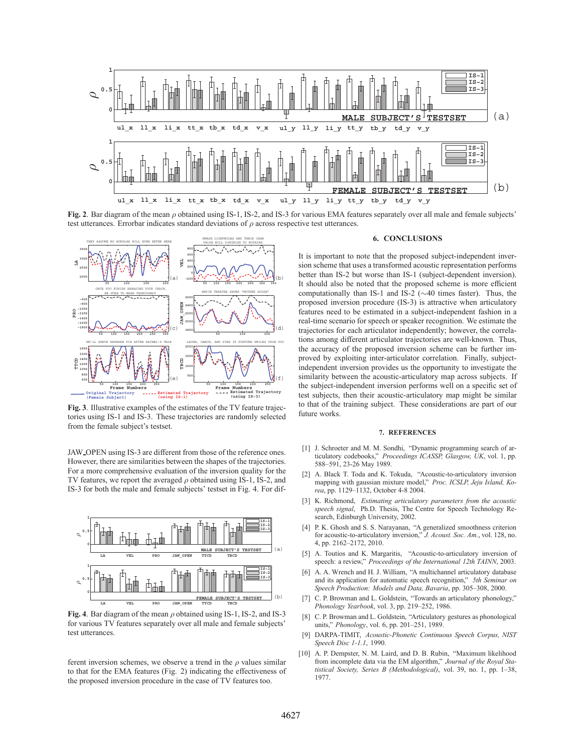ρ

1

0.5

0

ul_x ll_x li_x tt_x tb_x td_x v_x ul_y ll_y li_y tt_y tb_y td_y v_y

IS−1
IS−2
IS−3

MALE SUBJECT'S TESTSET (a)

ρ

1

0.5

0

ul_x ll_x li_x tt_x tb_x td_x v_x ul_y ll_y li_y tt_y tb_y td_y v_y

IS−1
IS−2
IS−3

FEMALE SUBJECT'S TESTSET (b)

**Fig. 2**. Bar diagram of the mean $\rho$ obtained using IS-1, IS-2, and IS-3 for various EMA features separately over all male and female subjects' test utterances. Errorbar indicates standard deviations of $\rho$ across respective test utterances.

THEY ASSUME NO BURGLAR WILL EVER ENTER HERE

LA

3500
3000
2500
2000

50 100 150 200

(a)

SMASH LIGHTBULBS AND THEIR CASH VALUE WILL DIMINISH TO NOTHING

VEL

800
600
400
200
0
−200

50 100 150 200 250 300 350

(b)

ONCE YOU FINISH GREASING YOUR CHAIN, BE SURE TO WASH THOROUGHLY

PRO

−600
−800
−1000
−1200
−1400
−1600
−1800

50 100 150 200 250 300

(c)

WHICH THEATRE SHOWS "MOTHER GOOSE"

JAW_OPEN

2600
2400
2200
2000
1800

50 100 150

(d)

WE'LL SERVE RHUBARB PIE AFTER RACHEL'S TALK

TTCD

1800
1600
1400
1200
1000
800
600

50 100 150 200 250

Frame Numbers

(e)

LAUGH, DANCE, AND SING IF FORTUNE SMILES UPON YOU

TBCD

2000
1500
1000
500

50 100 150 200 250

Frame Numbers

(f)

Original Trajectory (Female Subject)
Estimated Trajectory (using IS-1)
Estimated Trajectory (using IS-3)

**Fig. 3**. Illustrative examples of the estimates of the TV feature trajectories using IS-1 and IS-3. These trajectories are randomly selected from the female subject's testset.

JAW_OPEN using IS-3 are different from those of the reference ones. However, there are similarities between the shapes of the trajectories. For a more comprehensive evaluation of the inversion quality for the TV features, we report the averaged $\rho$ obtained using IS-1, IS-2, and IS-3 for both the male and female subjects' testset in Fig. 4. For different inversion schemes, we observe a trend in the $\rho$ values similar to that for the EMA features (Fig. 2) indicating the effectiveness of the proposed inversion procedure in the case of TV features too.

ρ

1

0.5

0

LA VEL PRO JAW_OPEN TTCD TBCD

IS−1
IS−2
IS−3

MALE SUBJECT'S TESTSET (a)

ρ

1

0.5

0

LA VEL PRO JAW_OPEN TTCD TBCD

IS−1
IS−2
IS−3

FEMALE SUBJECT'S TESTSET (b)

**Fig. 4**. Bar diagram of the mean $\rho$ obtained using IS-1, IS-2, and IS-3 for various TV features separately over all male and female subjects' test utterances.

## 6. CONCLUSIONS

It is important to note that the proposed subject-independent inversion scheme that uses a transformed acoustic representation performs better than IS-2 but worse than IS-1 (subject-dependent inversion). It should also be noted that the proposed scheme is more efficient computationally than IS-1 and IS-2 ($\sim$40 times faster). Thus, the proposed inversion procedure (IS-3) is attractive when articulatory features need to be estimated in a subject-independent fashion in a real-time scenario for speech or speaker recognition. We estimate the trajectories for each articulator independently; however, the correlations among different articulator trajectories are well-known. Thus, the accuracy of the proposed inversion scheme can be further improved by exploiting inter-articulator correlation. Finally, subject-independent inversion provides us the opportunity to investigate the similarity between the acoustic-articulatory map across subjects. If the subject-independent inversion performs well on a specific set of test subjects, then their acoustic-articulatory map might be similar to that of the training subject. These considerations are part of our future works.

## 7. REFERENCES

[1] J. Schroeter and M. M. Sondhi, "Dynamic programming search of articulatory codebooks," *Proceedings ICASSP, Glasgow, UK*, vol. 1, pp. 588–591, 23-26 May 1989.

[2] A. Black T. Toda and K. Tokuda, "Acoustic-to-articulatory inversion mapping with gaussian mixture model," *Proc. ICSLP, Jeju Island, Korea*, pp. 1129–1132, October 4-8 2004.

[3] K. Richmond, *Estimating articulatory parameters from the acoustic speech signal*, Ph.D. Thesis, The Centre for Speech Technology Research, Edinburgh University, 2002.

[4] P. K. Ghosh and S. S. Narayanan, "A generalized smoothness criterion for acoustic-to-articulatory inversion," *J. Acoust. Soc. Am.*, vol. 128, no. 4, pp. 2162–2172, 2010.

[5] A. Toutios and K. Margaritis, "Acoustic-to-articulatory inversion of speech: a review," *Proceedings of the International 12th TAINN*, 2003.

[6] A. A. Wrench and H. J. William, "A multichannel articulatory database and its application for automatic speech recognition," *5th Seminar on Speech Production: Models and Data, Bavaria*, pp. 305–308, 2000.

[7] C. P. Browman and L. Goldstein, "Towards an articulatory phonology," *Phonology Yearbook*, vol. 3, pp. 219–252, 1986.

[8] C. P. Browman and L. Goldstein, "Articulatory gestures as phonological units," *Phonology*, vol. 6, pp. 201–251, 1989.

[9] DARPA-TIMIT, *Acoustic-Phonetic Continuous Speech Corpus, NIST Speech Disc 1-1.1*, 1990.

[10] A. P. Dempster, N. M. Laird, and D. B. Rubin, "Maximum likelihood from incomplete data via the EM algorithm," *Journal of the Royal Statistical Society, Series B (Methodological)*, vol. 39, no. 1, pp. 1–38, 1977.